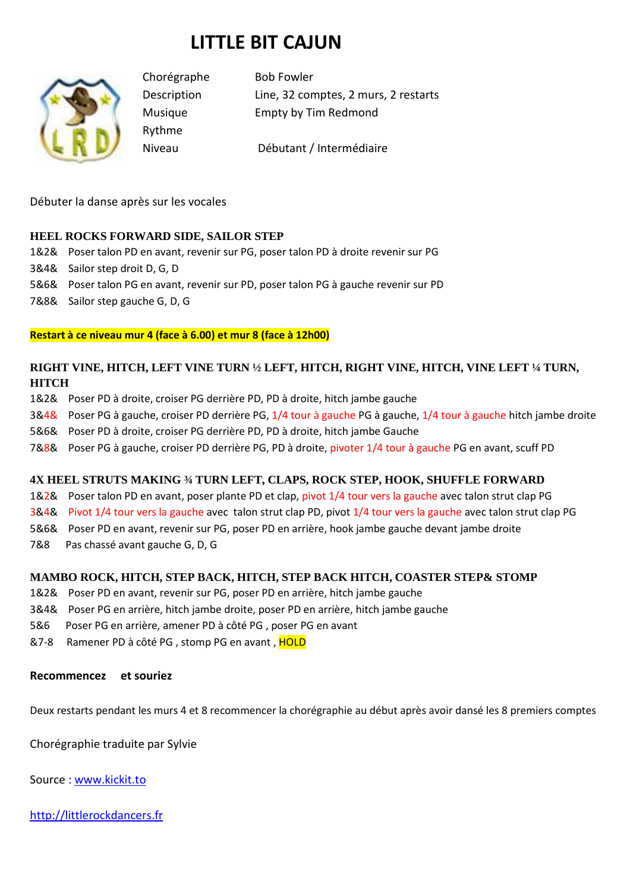# LITTLE BIT CAJUN

| | |
|---|---|
| Chorégraphe | Bob Fowler |
| Description | Line, 32 comptes, 2 murs, 2 restarts |
| Musique | Empty by Tim Redmond |
| Rythme | |
| Niveau | Débutant / Intermédiaire |

Débuter la danse après sur les vocales

**HEEL ROCKS FORWARD SIDE, SAILOR STEP**

1&2& Poser talon PD en avant, revenir sur PG, poser talon PD à droite revenir sur PG
3&4& Sailor step droit D, G, D
5&6& Poser talon PG en avant, revenir sur PD, poser talon PG à gauche revenir sur PD
7&8& Sailor step gauche G, D, G

**Restart à ce niveau mur 4 (face à 6.00) et mur 8 (face à 12h00)**

**RIGHT VINE, HITCH, LEFT VINE TURN ½ LEFT, HITCH, RIGHT VINE, HITCH, VINE LEFT ¼ TURN, HITCH**

1&2& Poser PD à droite, croiser PG derrière PD, PD à droite, hitch jambe gauche
3&4& Poser PG à gauche, croiser PD derrière PG, 1/4 tour à gauche PG à gauche, 1/4 tour à gauche hitch jambe droite
5&6& Poser PD à droite, croiser PG derrière PD, PD à droite, hitch jambe Gauche
7&8& Poser PG à gauche, croiser PD derrière PG, PD à droite, pivoter 1/4 tour à gauche PG en avant, scuff PD

**4X HEEL STRUTS MAKING ¾ TURN LEFT, CLAPS, ROCK STEP, HOOK, SHUFFLE FORWARD**

1&2& Poser talon PD en avant, poser plante PD et clap, pivot 1/4 tour vers la gauche avec talon strut clap PG
3&4& Pivot 1/4 tour vers la gauche avec talon strut clap PD, pivot 1/4 tour vers la gauche avec talon strut clap PG
5&6& Poser PD en avant, revenir sur PG, poser PD en arrière, hook jambe gauche devant jambe droite
7&8 Pas chassé avant gauche G, D, G

**MAMBO ROCK, HITCH, STEP BACK, HITCH, STEP BACK HITCH, COASTER STEP& STOMP**

1&2& Poser PD en avant, revenir sur PG, poser PD en arrière, hitch jambe gauche
3&4& Poser PG en arrière, hitch jambe droite, poser PD en arrière, hitch jambe gauche
5&6 Poser PG en arrière, amener PD à côté PG , poser PG en avant
&7-8 Ramener PD à côté PG , stomp PG en avant , HOLD

**Recommencez et souriez**

Deux restarts pendant les murs 4 et 8 recommencer la chorégraphie au début après avoir dansé les 8 premiers comptes

Chorégraphie traduite par Sylvie

Source : [www.kickit.to](http://www.kickit.to)

[http://littlerockdancers.fr](http://littlerockdancers.fr)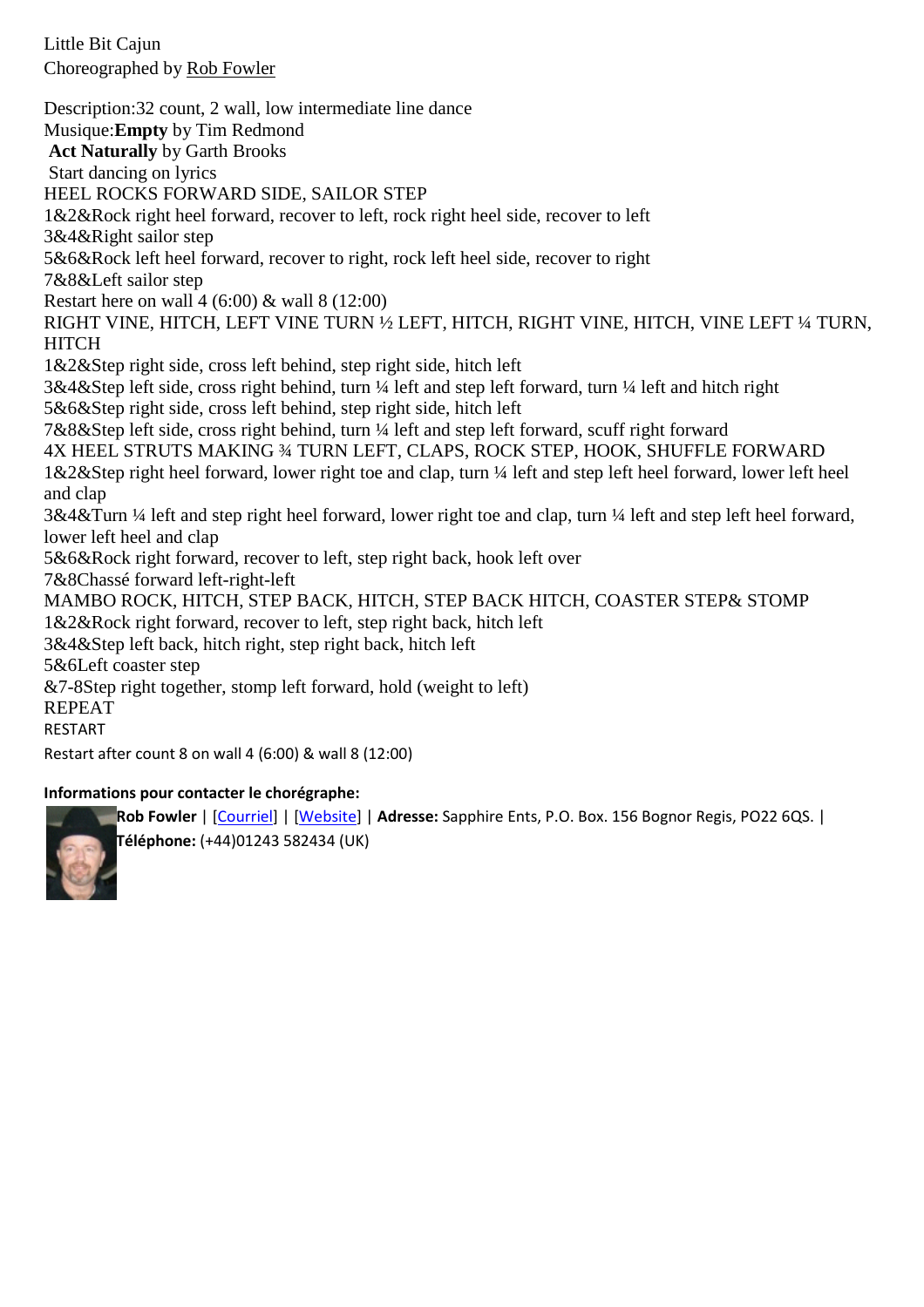Little Bit Cajun

Choreographed by Rob Fowler

Description:32 count, 2 wall, low intermediate line dance

Musique:**Empty** by Tim Redmond

**Act Naturally** by Garth Brooks

Start dancing on lyrics

HEEL ROCKS FORWARD SIDE, SAILOR STEP

1&2&Rock right heel forward, recover to left, rock right heel side, recover to left

3&4&Right sailor step

5&6&Rock left heel forward, recover to right, rock left heel side, recover to right

7&8&Left sailor step

Restart here on wall 4 (6:00) & wall 8 (12:00)

RIGHT VINE, HITCH, LEFT VINE TURN ½ LEFT, HITCH, RIGHT VINE, HITCH, VINE LEFT ¼ TURN, HITCH

1&2&Step right side, cross left behind, step right side, hitch left

3&4&Step left side, cross right behind, turn ¼ left and step left forward, turn ¼ left and hitch right

5&6&Step right side, cross left behind, step right side, hitch left

7&8&Step left side, cross right behind, turn ¼ left and step left forward, scuff right forward

4X HEEL STRUTS MAKING ¾ TURN LEFT, CLAPS, ROCK STEP, HOOK, SHUFFLE FORWARD

1&2&Step right heel forward, lower right toe and clap, turn ¼ left and step left heel forward, lower left heel and clap

3&4&Turn ¼ left and step right heel forward, lower right toe and clap, turn ¼ left and step left heel forward, lower left heel and clap

5&6&Rock right forward, recover to left, step right back, hook left over

7&8Chassé forward left-right-left

MAMBO ROCK, HITCH, STEP BACK, HITCH, STEP BACK HITCH, COASTER STEP& STOMP

1&2&Rock right forward, recover to left, step right back, hitch left

3&4&Step left back, hitch right, step right back, hitch left

5&6Left coaster step

&7-8Step right together, stomp left forward, hold (weight to left)

REPEAT

RESTART

Restart after count 8 on wall 4 (6:00) & wall 8 (12:00)

**Informations pour contacter le chorégraphe:**

**Rob Fowler** | [Courriel] | [Website] | **Adresse:** Sapphire Ents, P.O. Box. 156 Bognor Regis, PO22 6QS. | **Téléphone:** (+44)01243 582434 (UK)